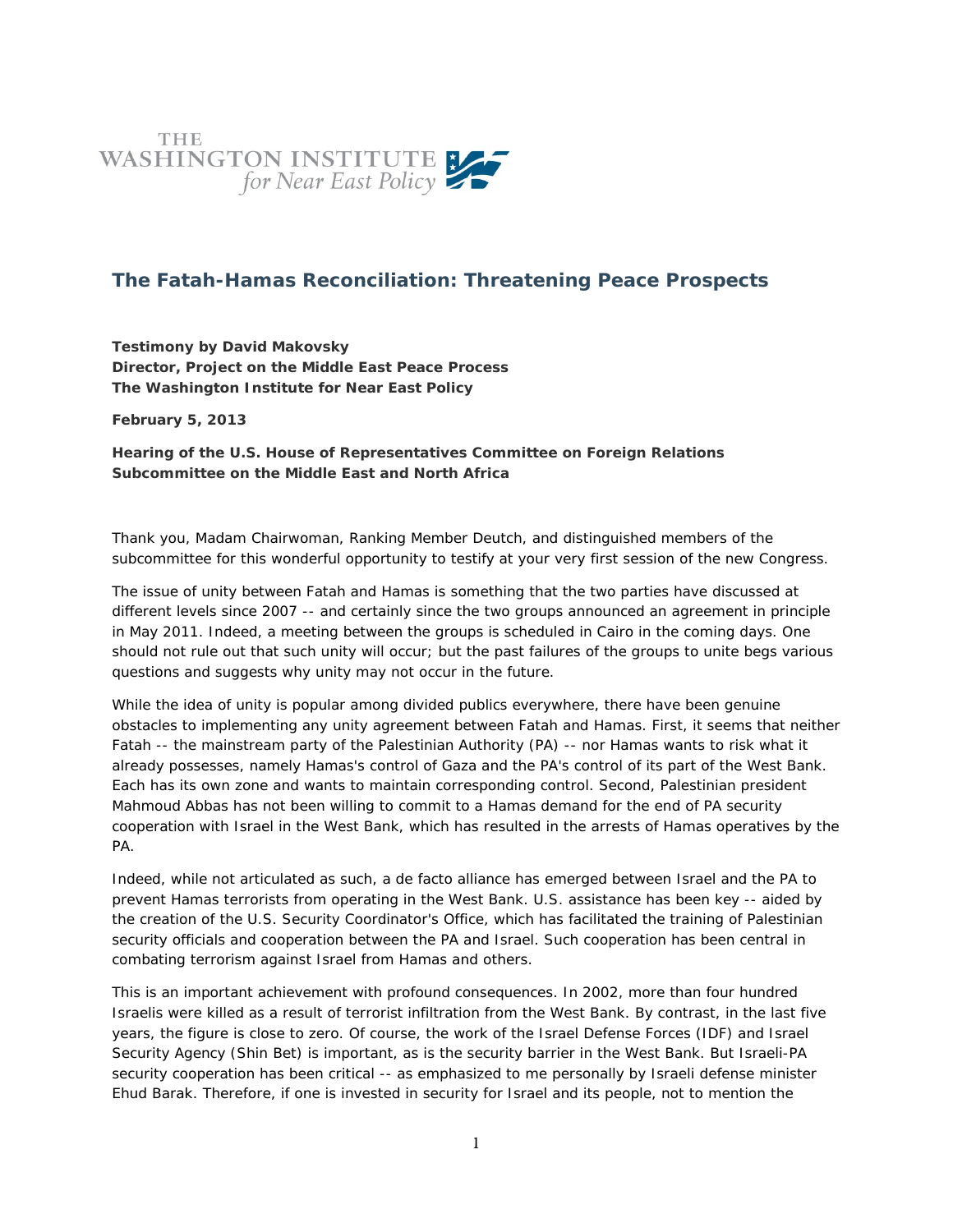THE WASHINGTON INSTITUTE *for Near East Policy*

## The Fatah-Hamas Reconciliation: Threatening Peace Prospects

**Testimony by David Makovsky**
**Director, Project on the Middle East Peace Process**
**The Washington Institute for Near East Policy**

**February 5, 2013**

**Hearing of the U.S. House of Representatives Committee on Foreign Relations**
**Subcommittee on the Middle East and North Africa**

Thank you, Madam Chairwoman, Ranking Member Deutch, and distinguished members of the subcommittee for this wonderful opportunity to testify at your very first session of the new Congress.

The issue of unity between Fatah and Hamas is something that the two parties have discussed at different levels since 2007 -- and certainly since the two groups announced an agreement in principle in May 2011. Indeed, a meeting between the groups is scheduled in Cairo in the coming days. One should not rule out that such unity will occur; but the past failures of the groups to unite begs various questions and suggests why unity may not occur in the future.

While the idea of unity is popular among divided publics everywhere, there have been genuine obstacles to implementing any unity agreement between Fatah and Hamas. First, it seems that neither Fatah -- the mainstream party of the Palestinian Authority (PA) -- nor Hamas wants to risk what it already possesses, namely Hamas's control of Gaza and the PA's control of its part of the West Bank. Each has its own zone and wants to maintain corresponding control. Second, Palestinian president Mahmoud Abbas has not been willing to commit to a Hamas demand for the end of PA security cooperation with Israel in the West Bank, which has resulted in the arrests of Hamas operatives by the PA.

Indeed, while not articulated as such, a de facto alliance has emerged between Israel and the PA to prevent Hamas terrorists from operating in the West Bank. U.S. assistance has been key -- aided by the creation of the U.S. Security Coordinator's Office, which has facilitated the training of Palestinian security officials and cooperation between the PA and Israel. Such cooperation has been central in combating terrorism against Israel from Hamas and others.

This is an important achievement with profound consequences. In 2002, more than four hundred Israelis were killed as a result of terrorist infiltration from the West Bank. By contrast, in the last five years, the figure is close to zero. Of course, the work of the Israel Defense Forces (IDF) and Israel Security Agency (Shin Bet) is important, as is the security barrier in the West Bank. But Israeli-PA security cooperation has been critical -- as emphasized to me personally by Israeli defense minister Ehud Barak. Therefore, if one is invested in security for Israel and its people, not to mention the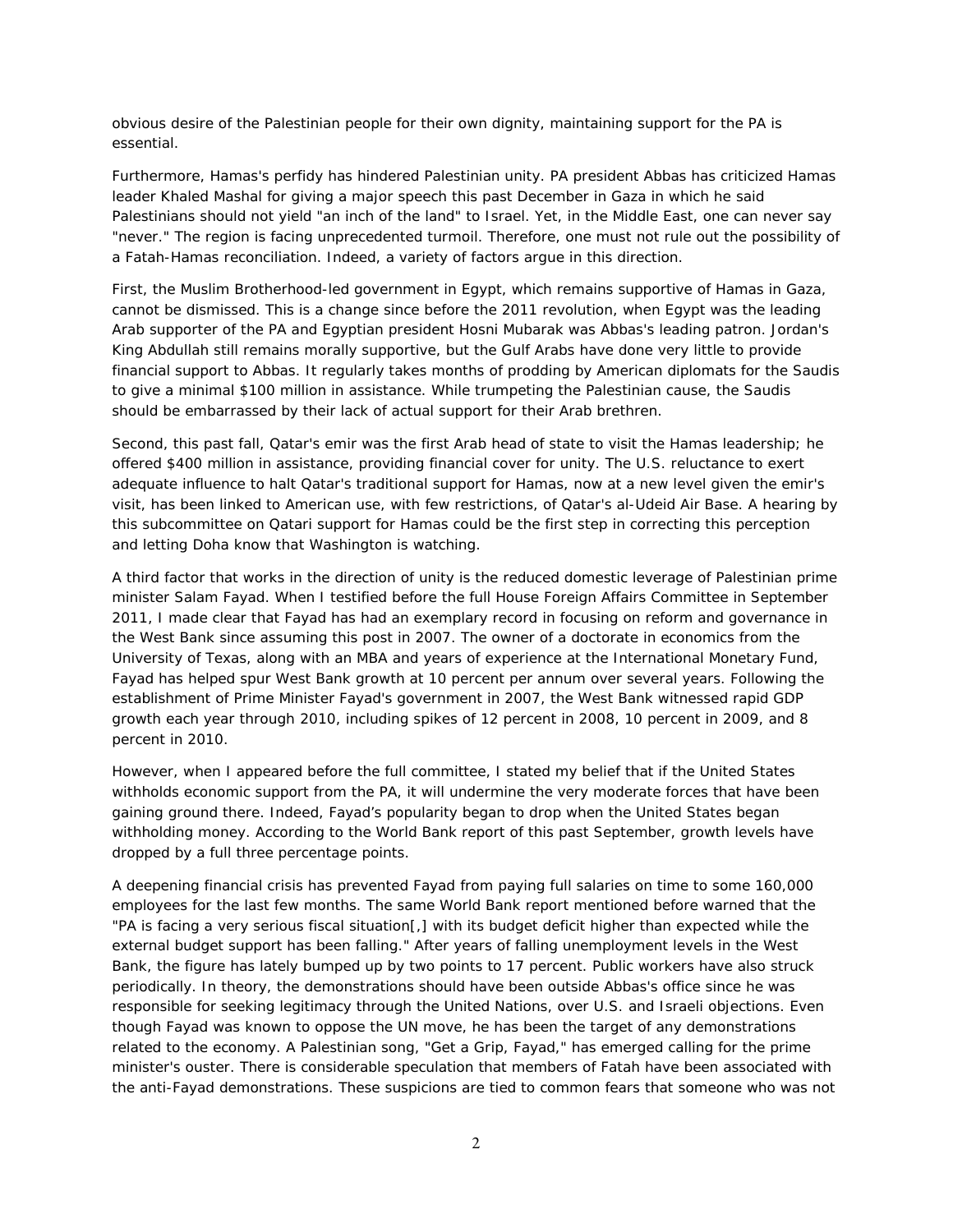obvious desire of the Palestinian people for their own dignity, maintaining support for the PA is essential.

Furthermore, Hamas's perfidy has hindered Palestinian unity. PA president Abbas has criticized Hamas leader Khaled Mashal for giving a major speech this past December in Gaza in which he said Palestinians should not yield "an inch of the land" to Israel. Yet, in the Middle East, one can never say "never." The region is facing unprecedented turmoil. Therefore, one must not rule out the possibility of a Fatah-Hamas reconciliation. Indeed, a variety of factors argue in this direction.

First, the Muslim Brotherhood-led government in Egypt, which remains supportive of Hamas in Gaza, cannot be dismissed. This is a change since before the 2011 revolution, when Egypt was the leading Arab supporter of the PA and Egyptian president Hosni Mubarak was Abbas's leading patron. Jordan's King Abdullah still remains morally supportive, but the Gulf Arabs have done very little to provide financial support to Abbas. It regularly takes months of prodding by American diplomats for the Saudis to give a minimal $100 million in assistance. While trumpeting the Palestinian cause, the Saudis should be embarrassed by their lack of actual support for their Arab brethren.

Second, this past fall, Qatar's emir was the first Arab head of state to visit the Hamas leadership; he offered $400 million in assistance, providing financial cover for unity. The U.S. reluctance to exert adequate influence to halt Qatar's traditional support for Hamas, now at a new level given the emir's visit, has been linked to American use, with few restrictions, of Qatar's al-Udeid Air Base. A hearing by this subcommittee on Qatari support for Hamas could be the first step in correcting this perception and letting Doha know that Washington is watching.

A third factor that works in the direction of unity is the reduced domestic leverage of Palestinian prime minister Salam Fayad. When I testified before the full House Foreign Affairs Committee in September 2011, I made clear that Fayad has had an exemplary record in focusing on reform and governance in the West Bank since assuming this post in 2007. The owner of a doctorate in economics from the University of Texas, along with an MBA and years of experience at the International Monetary Fund, Fayad has helped spur West Bank growth at 10 percent per annum over several years. Following the establishment of Prime Minister Fayad's government in 2007, the West Bank witnessed rapid GDP growth each year through 2010, including spikes of 12 percent in 2008, 10 percent in 2009, and 8 percent in 2010.

However, when I appeared before the full committee, I stated my belief that if the United States withholds economic support from the PA, it will undermine the very moderate forces that have been gaining ground there. Indeed, Fayad's popularity began to drop when the United States began withholding money. According to the World Bank report of this past September, growth levels have dropped by a full three percentage points.

A deepening financial crisis has prevented Fayad from paying full salaries on time to some 160,000 employees for the last few months. The same World Bank report mentioned before warned that the "PA is facing a very serious fiscal situation[,] with its budget deficit higher than expected while the external budget support has been falling." After years of falling unemployment levels in the West Bank, the figure has lately bumped up by two points to 17 percent. Public workers have also struck periodically. In theory, the demonstrations should have been outside Abbas's office since he was responsible for seeking legitimacy through the United Nations, over U.S. and Israeli objections. Even though Fayad was known to oppose the UN move, he has been the target of any demonstrations related to the economy. A Palestinian song, "Get a Grip, Fayad," has emerged calling for the prime minister's ouster. There is considerable speculation that members of Fatah have been associated with the anti-Fayad demonstrations. These suspicions are tied to common fears that someone who was not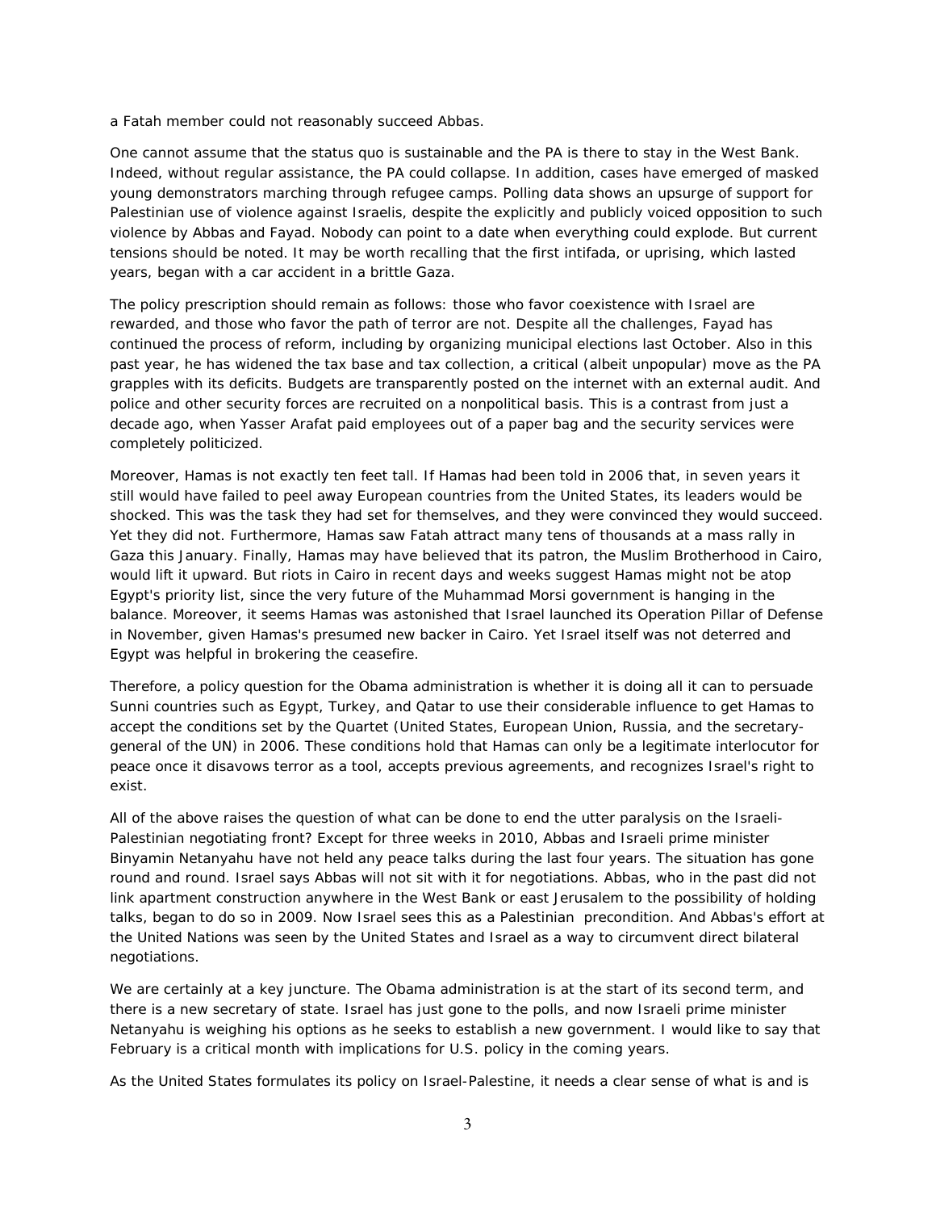a Fatah member could not reasonably succeed Abbas.

One cannot assume that the status quo is sustainable and the PA is there to stay in the West Bank. Indeed, without regular assistance, the PA could collapse. In addition, cases have emerged of masked young demonstrators marching through refugee camps. Polling data shows an upsurge of support for Palestinian use of violence against Israelis, despite the explicitly and publicly voiced opposition to such violence by Abbas and Fayad. Nobody can point to a date when everything could explode. But current tensions should be noted. It may be worth recalling that the first intifada, or uprising, which lasted years, began with a car accident in a brittle Gaza.

The policy prescription should remain as follows: those who favor coexistence with Israel are rewarded, and those who favor the path of terror are not. Despite all the challenges, Fayad has continued the process of reform, including by organizing municipal elections last October. Also in this past year, he has widened the tax base and tax collection, a critical (albeit unpopular) move as the PA grapples with its deficits. Budgets are transparently posted on the internet with an external audit. And police and other security forces are recruited on a nonpolitical basis. This is a contrast from just a decade ago, when Yasser Arafat paid employees out of a paper bag and the security services were completely politicized.

Moreover, Hamas is not exactly ten feet tall. If Hamas had been told in 2006 that, in seven years it still would have failed to peel away European countries from the United States, its leaders would be shocked. This was the task they had set for themselves, and they were convinced they would succeed. Yet they did not. Furthermore, Hamas saw Fatah attract many tens of thousands at a mass rally in Gaza this January. Finally, Hamas may have believed that its patron, the Muslim Brotherhood in Cairo, would lift it upward. But riots in Cairo in recent days and weeks suggest Hamas might not be atop Egypt's priority list, since the very future of the Muhammad Morsi government is hanging in the balance. Moreover, it seems Hamas was astonished that Israel launched its Operation Pillar of Defense in November, given Hamas's presumed new backer in Cairo. Yet Israel itself was not deterred and Egypt was helpful in brokering the ceasefire.

Therefore, a policy question for the Obama administration is whether it is doing all it can to persuade Sunni countries such as Egypt, Turkey, and Qatar to use their considerable influence to get Hamas to accept the conditions set by the Quartet (United States, European Union, Russia, and the secretary-general of the UN) in 2006. These conditions hold that Hamas can only be a legitimate interlocutor for peace once it disavows terror as a tool, accepts previous agreements, and recognizes Israel's right to exist.

All of the above raises the question of what can be done to end the utter paralysis on the Israeli-Palestinian negotiating front? Except for three weeks in 2010, Abbas and Israeli prime minister Binyamin Netanyahu have not held any peace talks during the last four years. The situation has gone round and round. Israel says Abbas will not sit with it for negotiations. Abbas, who in the past did not link apartment construction anywhere in the West Bank or east Jerusalem to the possibility of holding talks, began to do so in 2009. Now Israel sees this as a Palestinian precondition. And Abbas's effort at the United Nations was seen by the United States and Israel as a way to circumvent direct bilateral negotiations.

We are certainly at a key juncture. The Obama administration is at the start of its second term, and there is a new secretary of state. Israel has just gone to the polls, and now Israeli prime minister Netanyahu is weighing his options as he seeks to establish a new government. I would like to say that February is a critical month with implications for U.S. policy in the coming years.

As the United States formulates its policy on Israel-Palestine, it needs a clear sense of what is and is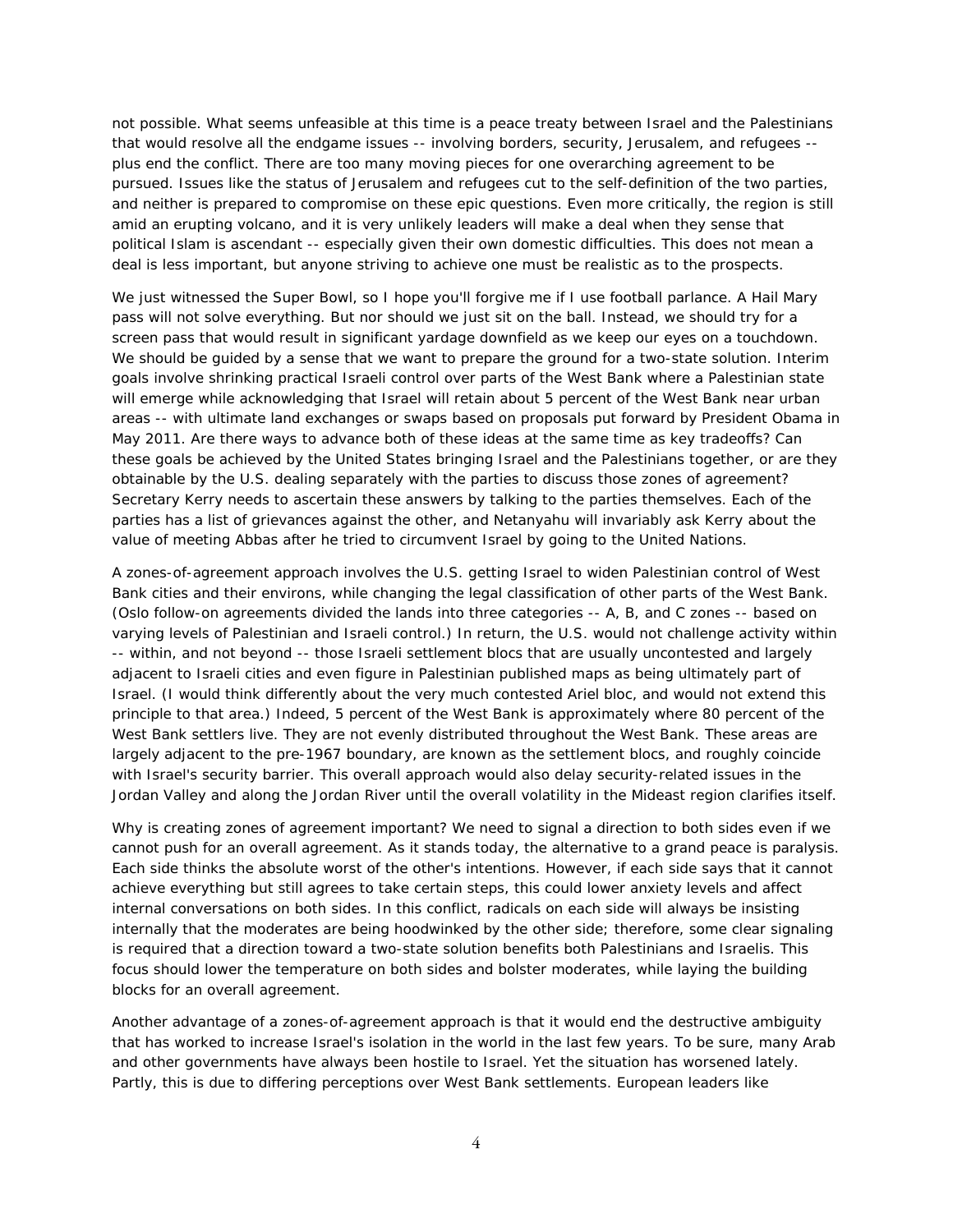not possible. What seems unfeasible at this time is a peace treaty between Israel and the Palestinians that would resolve all the endgame issues -- involving borders, security, Jerusalem, and refugees -- plus end the conflict. There are too many moving pieces for one overarching agreement to be pursued. Issues like the status of Jerusalem and refugees cut to the self-definition of the two parties, and neither is prepared to compromise on these epic questions. Even more critically, the region is still amid an erupting volcano, and it is very unlikely leaders will make a deal when they sense that political Islam is ascendant -- especially given their own domestic difficulties. This does not mean a deal is less important, but anyone striving to achieve one must be realistic as to the prospects.

We just witnessed the Super Bowl, so I hope you'll forgive me if I use football parlance. A Hail Mary pass will not solve everything. But nor should we just sit on the ball. Instead, we should try for a screen pass that would result in significant yardage downfield as we keep our eyes on a touchdown. We should be guided by a sense that we want to prepare the ground for a two-state solution. Interim goals involve shrinking practical Israeli control over parts of the West Bank where a Palestinian state will emerge while acknowledging that Israel will retain about 5 percent of the West Bank near urban areas -- with ultimate land exchanges or swaps based on proposals put forward by President Obama in May 2011. Are there ways to advance both of these ideas at the same time as key tradeoffs? Can these goals be achieved by the United States bringing Israel and the Palestinians together, or are they obtainable by the U.S. dealing separately with the parties to discuss those zones of agreement? Secretary Kerry needs to ascertain these answers by talking to the parties themselves. Each of the parties has a list of grievances against the other, and Netanyahu will invariably ask Kerry about the value of meeting Abbas after he tried to circumvent Israel by going to the United Nations.

A zones-of-agreement approach involves the U.S. getting Israel to widen Palestinian control of West Bank cities and their environs, while changing the legal classification of other parts of the West Bank. (Oslo follow-on agreements divided the lands into three categories -- A, B, and C zones -- based on varying levels of Palestinian and Israeli control.) In return, the U.S. would not challenge activity within -- within, and not beyond -- those Israeli settlement blocs that are usually uncontested and largely adjacent to Israeli cities and even figure in Palestinian published maps as being ultimately part of Israel. (I would think differently about the very much contested Ariel bloc, and would not extend this principle to that area.) Indeed, 5 percent of the West Bank is approximately where 80 percent of the West Bank settlers live. They are not evenly distributed throughout the West Bank. These areas are largely adjacent to the pre-1967 boundary, are known as the settlement blocs, and roughly coincide with Israel's security barrier. This overall approach would also delay security-related issues in the Jordan Valley and along the Jordan River until the overall volatility in the Mideast region clarifies itself.

Why is creating zones of agreement important? We need to signal a direction to both sides even if we cannot push for an overall agreement. As it stands today, the alternative to a grand peace is paralysis. Each side thinks the absolute worst of the other's intentions. However, if each side says that it cannot achieve everything but still agrees to take certain steps, this could lower anxiety levels and affect internal conversations on both sides. In this conflict, radicals on each side will always be insisting internally that the moderates are being hoodwinked by the other side; therefore, some clear signaling is required that a direction toward a two-state solution benefits both Palestinians and Israelis. This focus should lower the temperature on both sides and bolster moderates, while laying the building blocks for an overall agreement.

Another advantage of a zones-of-agreement approach is that it would end the destructive ambiguity that has worked to increase Israel's isolation in the world in the last few years. To be sure, many Arab and other governments have always been hostile to Israel. Yet the situation has worsened lately. Partly, this is due to differing perceptions over West Bank settlements. European leaders like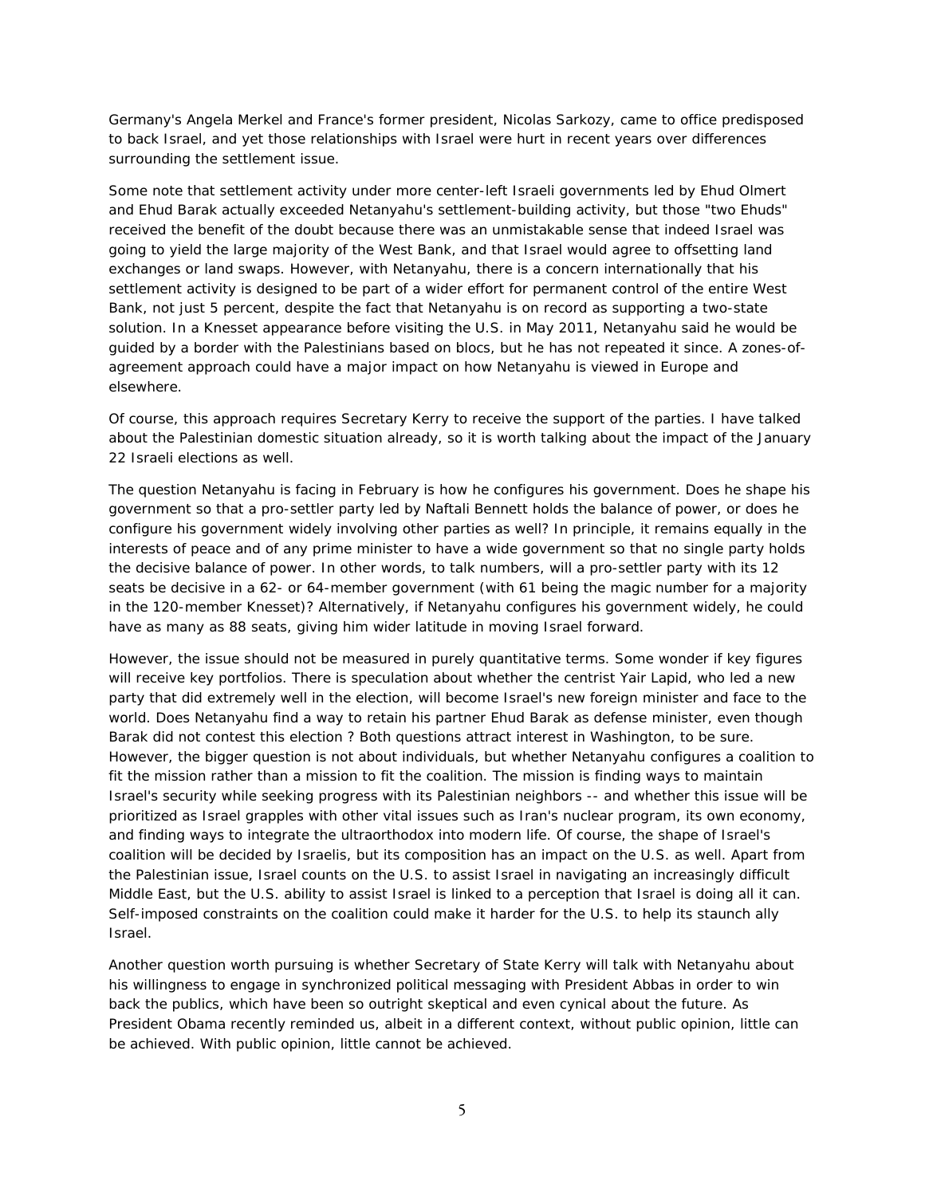Germany's Angela Merkel and France's former president, Nicolas Sarkozy, came to office predisposed to back Israel, and yet those relationships with Israel were hurt in recent years over differences surrounding the settlement issue.

Some note that settlement activity under more center-left Israeli governments led by Ehud Olmert and Ehud Barak actually exceeded Netanyahu's settlement-building activity, but those "two Ehuds" received the benefit of the doubt because there was an unmistakable sense that indeed Israel was going to yield the large majority of the West Bank, and that Israel would agree to offsetting land exchanges or land swaps. However, with Netanyahu, there is a concern internationally that his settlement activity is designed to be part of a wider effort for permanent control of the entire West Bank, not just 5 percent, despite the fact that Netanyahu is on record as supporting a two-state solution. In a Knesset appearance before visiting the U.S. in May 2011, Netanyahu said he would be guided by a border with the Palestinians based on blocs, but he has not repeated it since. A zones-of-agreement approach could have a major impact on how Netanyahu is viewed in Europe and elsewhere.

Of course, this approach requires Secretary Kerry to receive the support of the parties. I have talked about the Palestinian domestic situation already, so it is worth talking about the impact of the January 22 Israeli elections as well.

The question Netanyahu is facing in February is how he configures his government. Does he shape his government so that a pro-settler party led by Naftali Bennett holds the balance of power, or does he configure his government widely involving other parties as well? In principle, it remains equally in the interests of peace and of any prime minister to have a wide government so that no single party holds the decisive balance of power. In other words, to talk numbers, will a pro-settler party with its 12 seats be decisive in a 62- or 64-member government (with 61 being the magic number for a majority in the 120-member Knesset)? Alternatively, if Netanyahu configures his government widely, he could have as many as 88 seats, giving him wider latitude in moving Israel forward.

However, the issue should not be measured in purely quantitative terms. Some wonder if key figures will receive key portfolios. There is speculation about whether the centrist Yair Lapid, who led a new party that did extremely well in the election, will become Israel's new foreign minister and face to the world. Does Netanyahu find a way to retain his partner Ehud Barak as defense minister, even though Barak did not contest this election ? Both questions attract interest in Washington, to be sure. However, the bigger question is not about individuals, but whether Netanyahu configures a coalition to fit the mission rather than a mission to fit the coalition. The mission is finding ways to maintain Israel's security while seeking progress with its Palestinian neighbors -- and whether this issue will be prioritized as Israel grapples with other vital issues such as Iran's nuclear program, its own economy, and finding ways to integrate the ultraorthodox into modern life. Of course, the shape of Israel's coalition will be decided by Israelis, but its composition has an impact on the U.S. as well. Apart from the Palestinian issue, Israel counts on the U.S. to assist Israel in navigating an increasingly difficult Middle East, but the U.S. ability to assist Israel is linked to a perception that Israel is doing all it can. Self-imposed constraints on the coalition could make it harder for the U.S. to help its staunch ally Israel.

Another question worth pursuing is whether Secretary of State Kerry will talk with Netanyahu about his willingness to engage in synchronized political messaging with President Abbas in order to win back the publics, which have been so outright skeptical and even cynical about the future. As President Obama recently reminded us, albeit in a different context, without public opinion, little can be achieved. With public opinion, little cannot be achieved.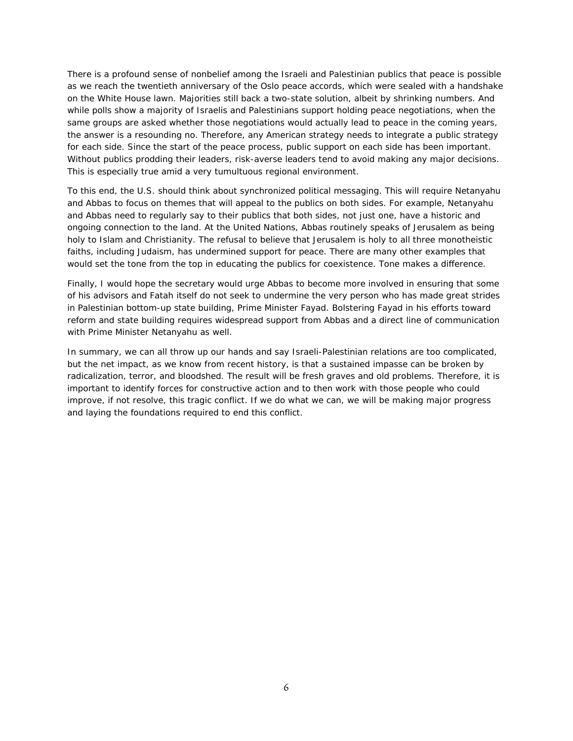There is a profound sense of nonbelief among the Israeli and Palestinian publics that peace is possible as we reach the twentieth anniversary of the Oslo peace accords, which were sealed with a handshake on the White House lawn. Majorities still back a two-state solution, albeit by shrinking numbers. And while polls show a majority of Israelis and Palestinians support holding peace negotiations, when the same groups are asked whether those negotiations would actually lead to peace in the coming years, the answer is a resounding no. Therefore, any American strategy needs to integrate a public strategy for each side. Since the start of the peace process, public support on each side has been important. Without publics prodding their leaders, risk-averse leaders tend to avoid making any major decisions. This is especially true amid a very tumultuous regional environment.

To this end, the U.S. should think about synchronized political messaging. This will require Netanyahu and Abbas to focus on themes that will appeal to the publics on both sides. For example, Netanyahu and Abbas need to regularly say to their publics that both sides, not just one, have a historic and ongoing connection to the land. At the United Nations, Abbas routinely speaks of Jerusalem as being holy to Islam and Christianity. The refusal to believe that Jerusalem is holy to all three monotheistic faiths, including Judaism, has undermined support for peace. There are many other examples that would set the tone from the top in educating the publics for coexistence. Tone makes a difference.

Finally, I would hope the secretary would urge Abbas to become more involved in ensuring that some of his advisors and Fatah itself do not seek to undermine the very person who has made great strides in Palestinian bottom-up state building, Prime Minister Fayad. Bolstering Fayad in his efforts toward reform and state building requires widespread support from Abbas and a direct line of communication with Prime Minister Netanyahu as well.

In summary, we can all throw up our hands and say Israeli-Palestinian relations are too complicated, but the net impact, as we know from recent history, is that a sustained impasse can be broken by radicalization, terror, and bloodshed. The result will be fresh graves and old problems. Therefore, it is important to identify forces for constructive action and to then work with those people who could improve, if not resolve, this tragic conflict. If we do what we can, we will be making major progress and laying the foundations required to end this conflict.